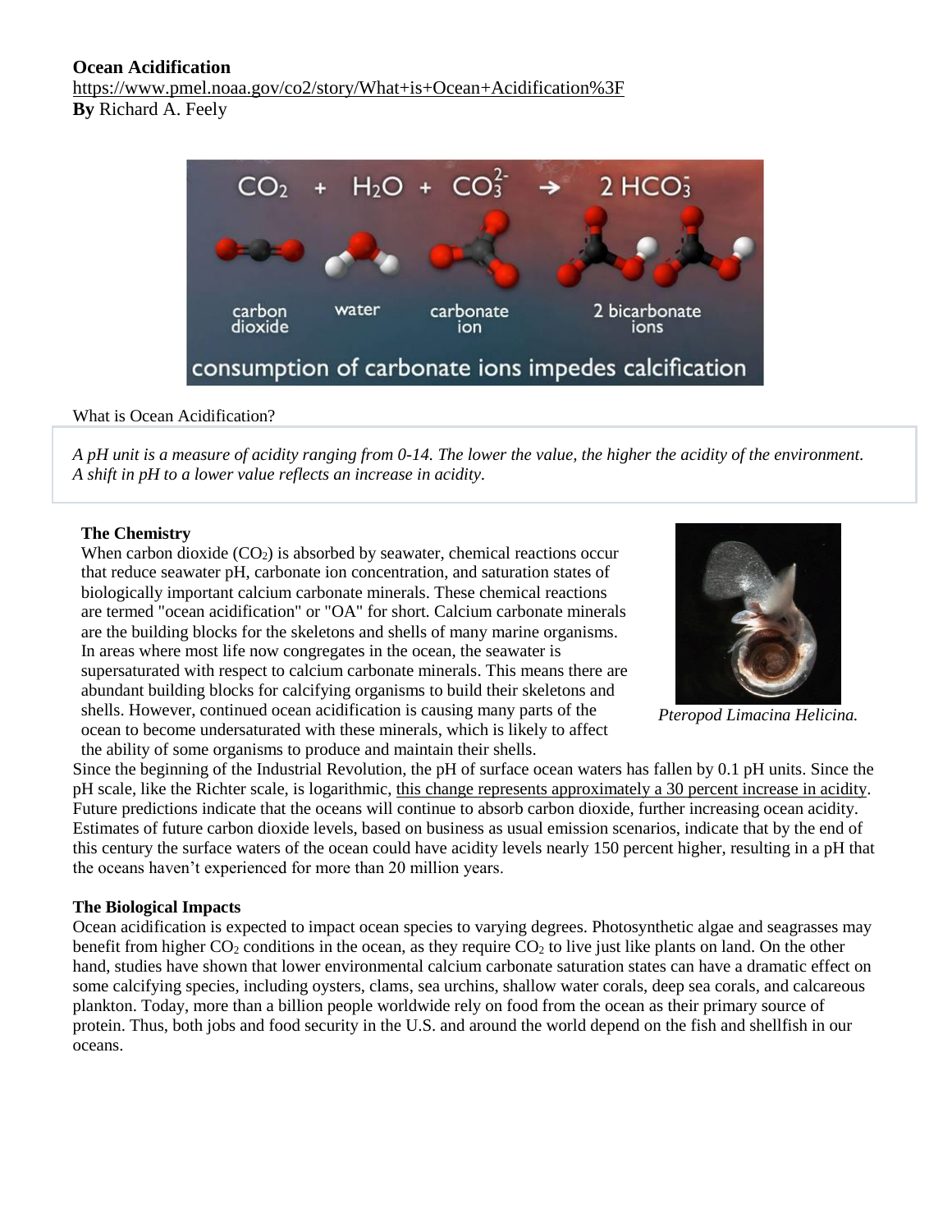**Ocean Acidification**

https://www.pmel.noaa.gov/co2/story/What+is+Ocean+Acidification%3F

**By** Richard A. Feely

What is Ocean Acidification?

*A pH unit is a measure of acidity ranging from 0-14. The lower the value, the higher the acidity of the environment. A shift in pH to a lower value reflects an increase in acidity.*

**The Chemistry**

When carbon dioxide ($CO_2$) is absorbed by seawater, chemical reactions occur that reduce seawater pH, carbonate ion concentration, and saturation states of biologically important calcium carbonate minerals. These chemical reactions are termed "ocean acidification" or "OA" for short. Calcium carbonate minerals are the building blocks for the skeletons and shells of many marine organisms. In areas where most life now congregates in the ocean, the seawater is supersaturated with respect to calcium carbonate minerals. This means there are abundant building blocks for calcifying organisms to build their skeletons and shells. However, continued ocean acidification is causing many parts of the ocean to become undersaturated with these minerals, which is likely to affect the ability of some organisms to produce and maintain their shells.

*Pteropod Limacina Helicina.*

Since the beginning of the Industrial Revolution, the pH of surface ocean waters has fallen by 0.1 pH units. Since the pH scale, like the Richter scale, is logarithmic, this change represents approximately a 30 percent increase in acidity. Future predictions indicate that the oceans will continue to absorb carbon dioxide, further increasing ocean acidity. Estimates of future carbon dioxide levels, based on business as usual emission scenarios, indicate that by the end of this century the surface waters of the ocean could have acidity levels nearly 150 percent higher, resulting in a pH that the oceans haven't experienced for more than 20 million years.

**The Biological Impacts**

Ocean acidification is expected to impact ocean species to varying degrees. Photosynthetic algae and seagrasses may benefit from higher $CO_2$ conditions in the ocean, as they require $CO_2$ to live just like plants on land. On the other hand, studies have shown that lower environmental calcium carbonate saturation states can have a dramatic effect on some calcifying species, including oysters, clams, sea urchins, shallow water corals, deep sea corals, and calcareous plankton. Today, more than a billion people worldwide rely on food from the ocean as their primary source of protein. Thus, both jobs and food security in the U.S. and around the world depend on the fish and shellfish in our oceans.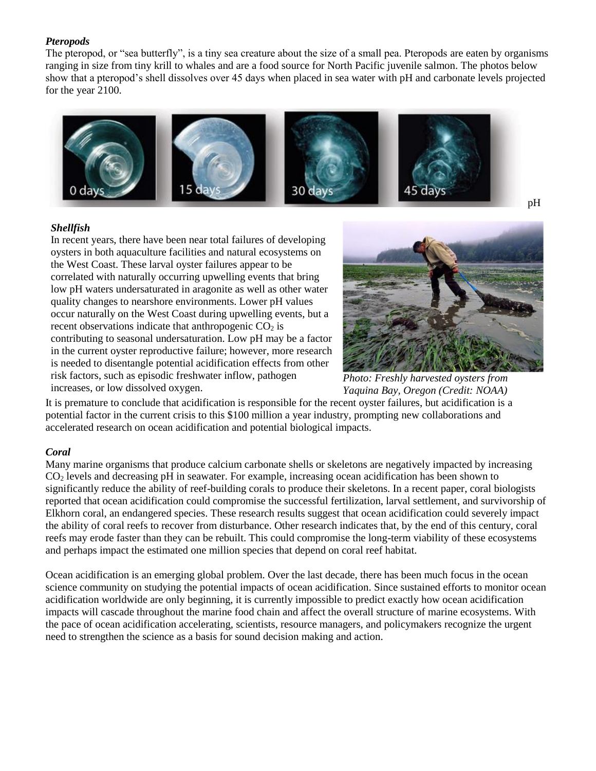***Pteropods***

The pteropod, or "sea butterfly", is a tiny sea creature about the size of a small pea. Pteropods are eaten by organisms ranging in size from tiny krill to whales and are a food source for North Pacific juvenile salmon. The photos below show that a pteropod's shell dissolves over 45 days when placed in sea water with pH and carbonate levels projected for the year 2100.

pH

***Shellfish***

In recent years, there have been near total failures of developing oysters in both aquaculture facilities and natural ecosystems on the West Coast. These larval oyster failures appear to be correlated with naturally occurring upwelling events that bring low pH waters undersaturated in aragonite as well as other water quality changes to nearshore environments. Lower pH values occur naturally on the West Coast during upwelling events, but a recent observations indicate that anthropogenic $CO_2$ is contributing to seasonal undersaturation. Low pH may be a factor in the current oyster reproductive failure; however, more research is needed to disentangle potential acidification effects from other risk factors, such as episodic freshwater inflow, pathogen increases, or low dissolved oxygen.

*Photo: Freshly harvested oysters from Yaquina Bay, Oregon (Credit: NOAA)*

It is premature to conclude that acidification is responsible for the recent oyster failures, but acidification is a potential factor in the current crisis to this $100 million a year industry, prompting new collaborations and accelerated research on ocean acidification and potential biological impacts.

***Coral***

Many marine organisms that produce calcium carbonate shells or skeletons are negatively impacted by increasing $CO_2$ levels and decreasing pH in seawater. For example, increasing ocean acidification has been shown to significantly reduce the ability of reef-building corals to produce their skeletons. In a recent paper, coral biologists reported that ocean acidification could compromise the successful fertilization, larval settlement, and survivorship of Elkhorn coral, an endangered species. These research results suggest that ocean acidification could severely impact the ability of coral reefs to recover from disturbance. Other research indicates that, by the end of this century, coral reefs may erode faster than they can be rebuilt. This could compromise the long-term viability of these ecosystems and perhaps impact the estimated one million species that depend on coral reef habitat.

Ocean acidification is an emerging global problem. Over the last decade, there has been much focus in the ocean science community on studying the potential impacts of ocean acidification. Since sustained efforts to monitor ocean acidification worldwide are only beginning, it is currently impossible to predict exactly how ocean acidification impacts will cascade throughout the marine food chain and affect the overall structure of marine ecosystems. With the pace of ocean acidification accelerating, scientists, resource managers, and policymakers recognize the urgent need to strengthen the science as a basis for sound decision making and action.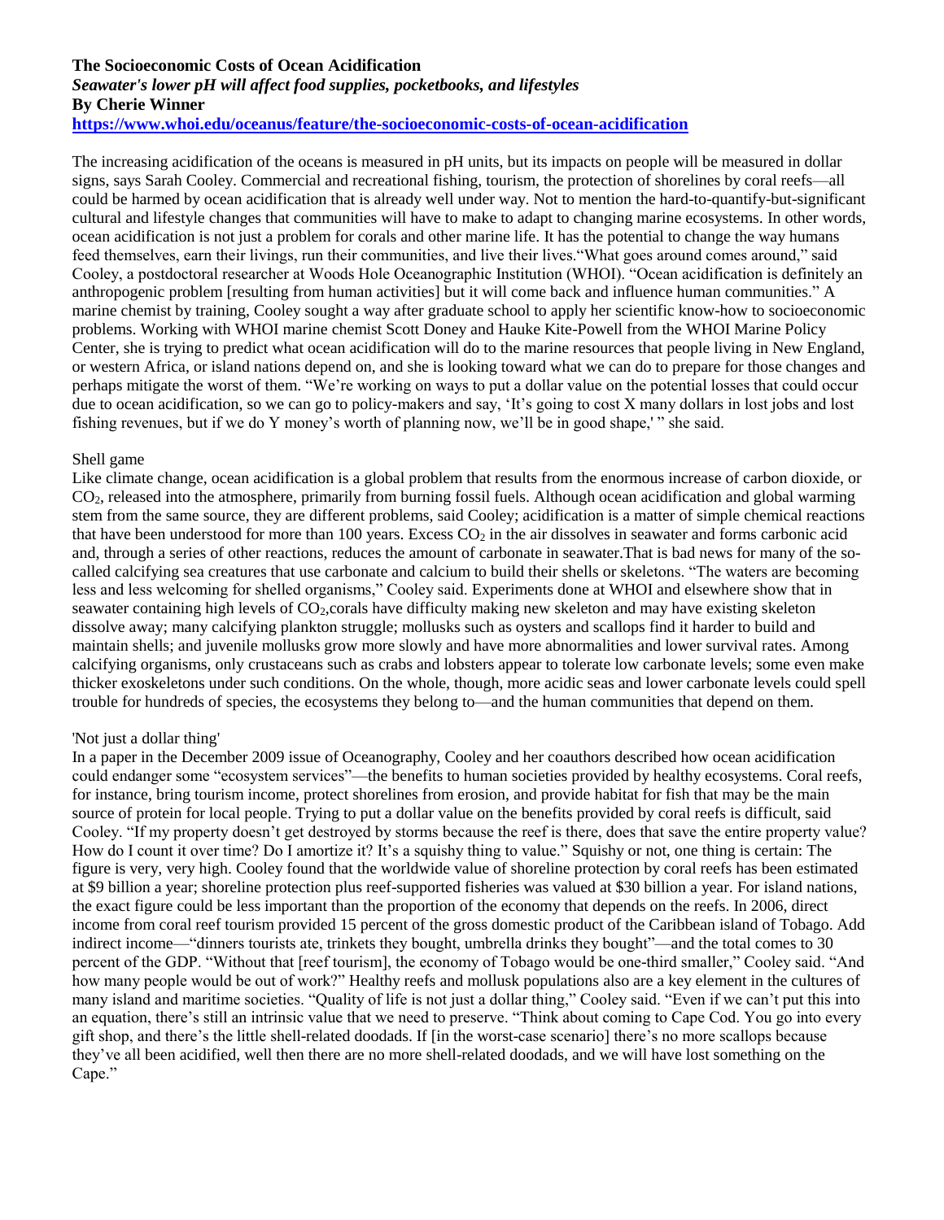**The Socioeconomic Costs of Ocean Acidification**

***Seawater's lower pH will affect food supplies, pocketbooks, and lifestyles***

**By Cherie Winner**

**https://www.whoi.edu/oceanus/feature/the-socioeconomic-costs-of-ocean-acidification**

The increasing acidification of the oceans is measured in pH units, but its impacts on people will be measured in dollar signs, says Sarah Cooley. Commercial and recreational fishing, tourism, the protection of shorelines by coral reefs—all could be harmed by ocean acidification that is already well under way. Not to mention the hard-to-quantify-but-significant cultural and lifestyle changes that communities will have to make to adapt to changing marine ecosystems. In other words, ocean acidification is not just a problem for corals and other marine life. It has the potential to change the way humans feed themselves, earn their livings, run their communities, and live their lives."What goes around comes around," said Cooley, a postdoctoral researcher at Woods Hole Oceanographic Institution (WHOI). "Ocean acidification is definitely an anthropogenic problem [resulting from human activities] but it will come back and influence human communities." A marine chemist by training, Cooley sought a way after graduate school to apply her scientific know-how to socioeconomic problems. Working with WHOI marine chemist Scott Doney and Hauke Kite-Powell from the WHOI Marine Policy Center, she is trying to predict what ocean acidification will do to the marine resources that people living in New England, or western Africa, or island nations depend on, and she is looking toward what we can do to prepare for those changes and perhaps mitigate the worst of them. "We're working on ways to put a dollar value on the potential losses that could occur due to ocean acidification, so we can go to policy-makers and say, 'It's going to cost X many dollars in lost jobs and lost fishing revenues, but if we do Y money's worth of planning now, we'll be in good shape,' " she said.

Shell game

Like climate change, ocean acidification is a global problem that results from the enormous increase of carbon dioxide, or $CO_2$, released into the atmosphere, primarily from burning fossil fuels. Although ocean acidification and global warming stem from the same source, they are different problems, said Cooley; acidification is a matter of simple chemical reactions that have been understood for more than 100 years. Excess $CO_2$ in the air dissolves in seawater and forms carbonic acid and, through a series of other reactions, reduces the amount of carbonate in seawater.That is bad news for many of the so-called calcifying sea creatures that use carbonate and calcium to build their shells or skeletons. "The waters are becoming less and less welcoming for shelled organisms," Cooley said. Experiments done at WHOI and elsewhere show that in seawater containing high levels of $CO_2$,corals have difficulty making new skeleton and may have existing skeleton dissolve away; many calcifying plankton struggle; mollusks such as oysters and scallops find it harder to build and maintain shells; and juvenile mollusks grow more slowly and have more abnormalities and lower survival rates. Among calcifying organisms, only crustaceans such as crabs and lobsters appear to tolerate low carbonate levels; some even make thicker exoskeletons under such conditions. On the whole, though, more acidic seas and lower carbonate levels could spell trouble for hundreds of species, the ecosystems they belong to—and the human communities that depend on them.

'Not just a dollar thing'

In a paper in the December 2009 issue of Oceanography, Cooley and her coauthors described how ocean acidification could endanger some "ecosystem services"—the benefits to human societies provided by healthy ecosystems. Coral reefs, for instance, bring tourism income, protect shorelines from erosion, and provide habitat for fish that may be the main source of protein for local people. Trying to put a dollar value on the benefits provided by coral reefs is difficult, said Cooley. "If my property doesn't get destroyed by storms because the reef is there, does that save the entire property value? How do I count it over time? Do I amortize it? It's a squishy thing to value." Squishy or not, one thing is certain: The figure is very, very high. Cooley found that the worldwide value of shoreline protection by coral reefs has been estimated at $9 billion a year; shoreline protection plus reef-supported fisheries was valued at $30 billion a year. For island nations, the exact figure could be less important than the proportion of the economy that depends on the reefs. In 2006, direct income from coral reef tourism provided 15 percent of the gross domestic product of the Caribbean island of Tobago. Add indirect income—"dinners tourists ate, trinkets they bought, umbrella drinks they bought"—and the total comes to 30 percent of the GDP. "Without that [reef tourism], the economy of Tobago would be one-third smaller," Cooley said. "And how many people would be out of work?" Healthy reefs and mollusk populations also are a key element in the cultures of many island and maritime societies. "Quality of life is not just a dollar thing," Cooley said. "Even if we can't put this into an equation, there's still an intrinsic value that we need to preserve. "Think about coming to Cape Cod. You go into every gift shop, and there's the little shell-related doodads. If [in the worst-case scenario] there's no more scallops because they've all been acidified, well then there are no more shell-related doodads, and we will have lost something on the Cape."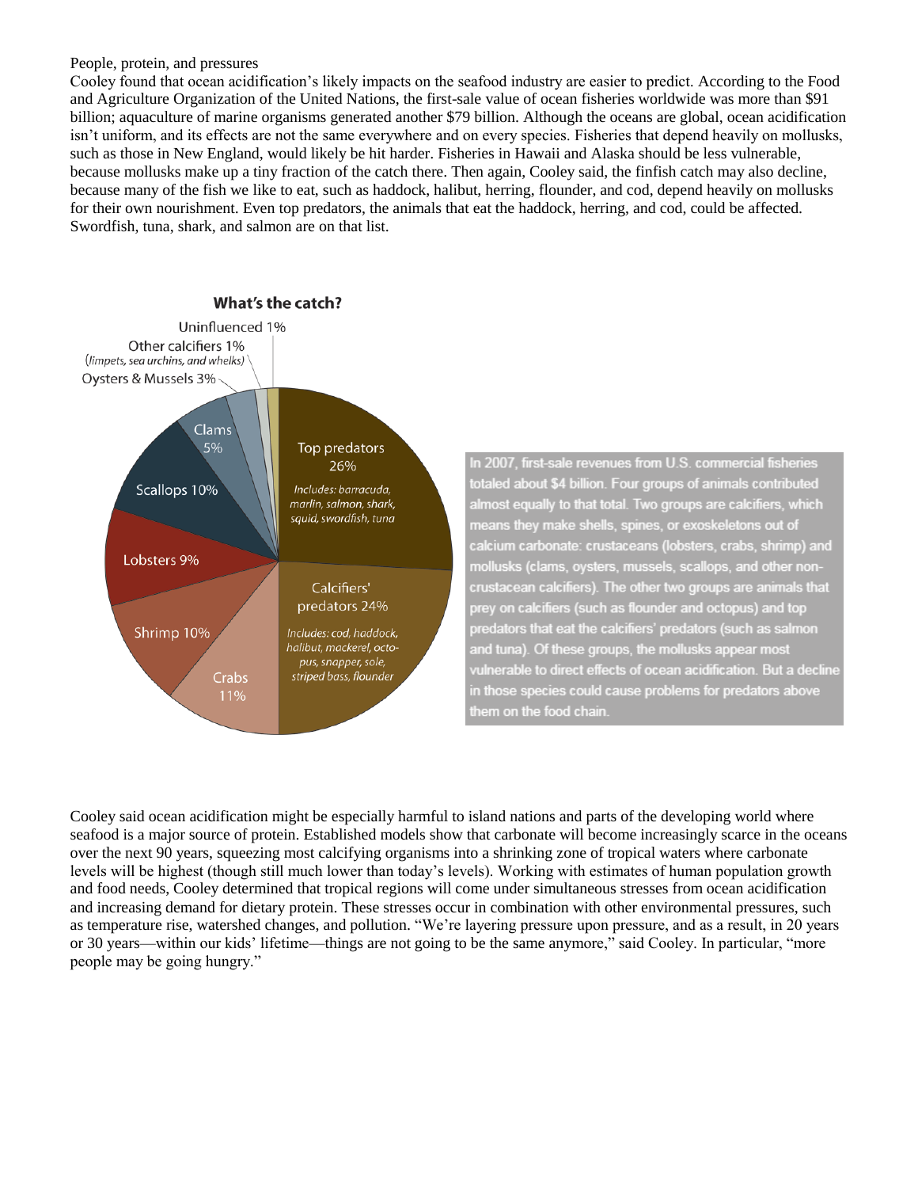People, protein, and pressures

Cooley found that ocean acidification's likely impacts on the seafood industry are easier to predict. According to the Food and Agriculture Organization of the United Nations, the first-sale value of ocean fisheries worldwide was more than $91 billion; aquaculture of marine organisms generated another $79 billion. Although the oceans are global, ocean acidification isn't uniform, and its effects are not the same everywhere and on every species. Fisheries that depend heavily on mollusks, such as those in New England, would likely be hit harder. Fisheries in Hawaii and Alaska should be less vulnerable, because mollusks make up a tiny fraction of the catch there. Then again, Cooley said, the finfish catch may also decline, because many of the fish we like to eat, such as haddock, halibut, herring, flounder, and cod, depend heavily on mollusks for their own nourishment. Even top predators, the animals that eat the haddock, herring, and cod, could be affected. Swordfish, tuna, shark, and salmon are on that list.

**What's the catch?**

- Top predators 26% (*Includes: barracuda, marlin, salmon, shark, squid, swordfish, tuna*)
- Calcifiers' predators 24% (*Includes: cod, haddock, halibut, mackerel, octopus, snapper, sole, striped bass, flounder*)
- Crabs 11%
- Shrimp 10%
- Lobsters 9%
- Scallops 10%
- Clams 5%
- Oysters & Mussels 3%
- Other calcifiers 1% (*limpets, sea urchins, and whelks*)
- Uninfluenced 1%

In 2007, first-sale revenues from U.S. commercial fisheries totaled about $4 billion. Four groups of animals contributed almost equally to that total. Two groups are calcifiers, which means they make shells, spines, or exoskeletons out of calcium carbonate: crustaceans (lobsters, crabs, shrimp) and mollusks (clams, oysters, mussels, scallops, and other non-crustacean calcifiers). The other two groups are animals that prey on calcifiers (such as flounder and octopus) and top predators that eat the calcifiers' predators (such as salmon and tuna). Of these groups, the mollusks appear most vulnerable to direct effects of ocean acidification. But a decline in those species could cause problems for predators above them on the food chain.

Cooley said ocean acidification might be especially harmful to island nations and parts of the developing world where seafood is a major source of protein. Established models show that carbonate will become increasingly scarce in the oceans over the next 90 years, squeezing most calcifying organisms into a shrinking zone of tropical waters where carbonate levels will be highest (though still much lower than today's levels). Working with estimates of human population growth and food needs, Cooley determined that tropical regions will come under simultaneous stresses from ocean acidification and increasing demand for dietary protein. These stresses occur in combination with other environmental pressures, such as temperature rise, watershed changes, and pollution. "We're layering pressure upon pressure, and as a result, in 20 years or 30 years—within our kids' lifetime—things are not going to be the same anymore," said Cooley. In particular, "more people may be going hungry."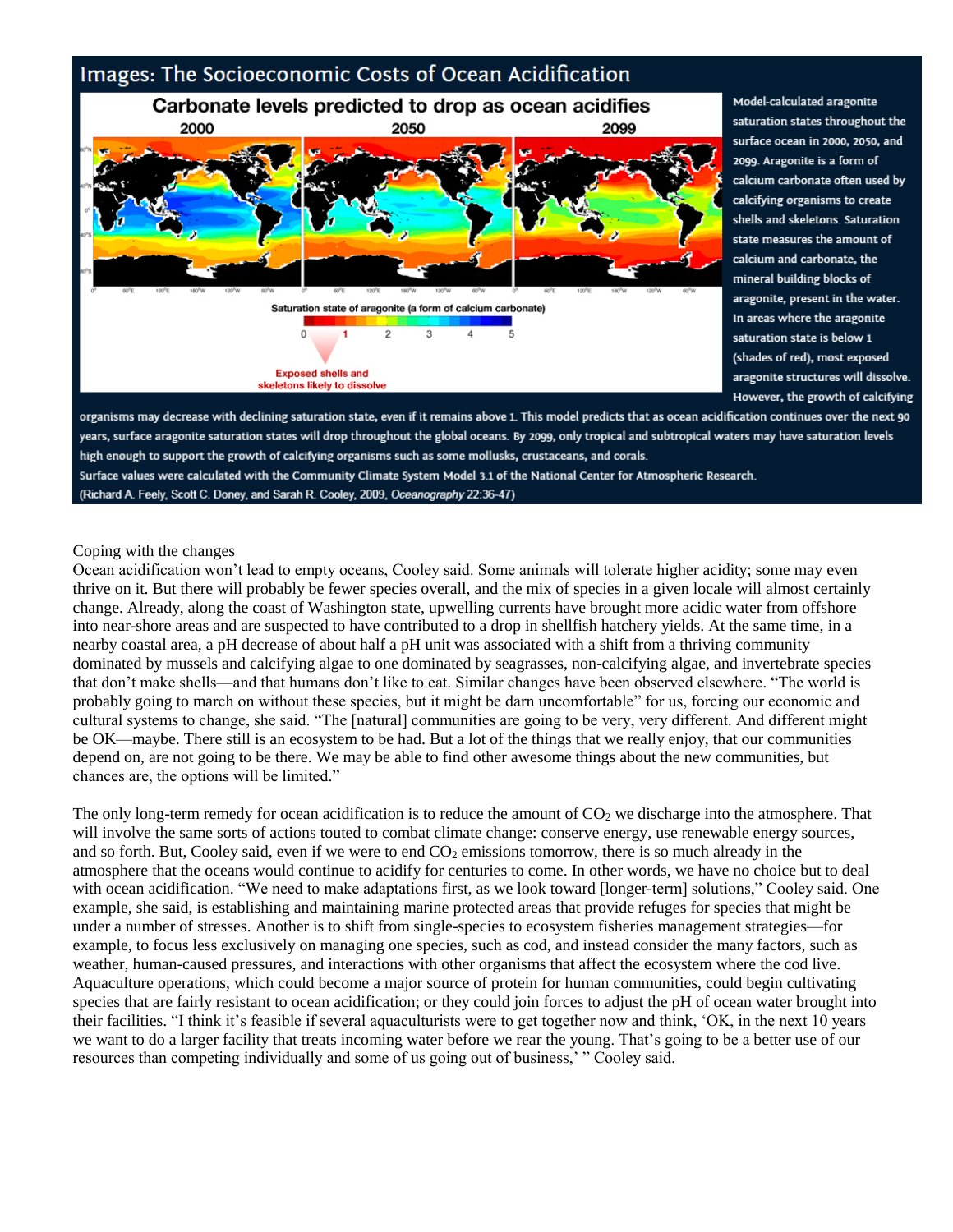## Images: The Socioeconomic Costs of Ocean Acidification

**Carbonate levels predicted to drop as ocean acidifies**

2000 2050 2099

Saturation state of aragonite (a form of calcium carbonate)

0 1 2 3 4 5

Exposed shells and skeletons likely to dissolve

Model-calculated aragonite saturation states throughout the surface ocean in 2000, 2050, and 2099. Aragonite is a form of calcium carbonate often used by calcifying organisms to create shells and skeletons. Saturation state measures the amount of calcium and carbonate, the mineral building blocks of aragonite, present in the water. In areas where the aragonite saturation state is below 1 (shades of red), most exposed aragonite structures will dissolve. However, the growth of calcifying organisms may decrease with declining saturation state, even if it remains above 1. This model predicts that as ocean acidification continues over the next 90 years, surface aragonite saturation states will drop throughout the global oceans. By 2099, only tropical and subtropical waters may have saturation levels high enough to support the growth of calcifying organisms such as some mollusks, crustaceans, and corals.

Surface values were calculated with the Community Climate System Model 3.1 of the National Center for Atmospheric Research.

(Richard A. Feely, Scott C. Doney, and Sarah R. Cooley, 2009, *Oceanography* 22:36-47)

Coping with the changes

Ocean acidification won't lead to empty oceans, Cooley said. Some animals will tolerate higher acidity; some may even thrive on it. But there will probably be fewer species overall, and the mix of species in a given locale will almost certainly change. Already, along the coast of Washington state, upwelling currents have brought more acidic water from offshore into near-shore areas and are suspected to have contributed to a drop in shellfish hatchery yields. At the same time, in a nearby coastal area, a pH decrease of about half a pH unit was associated with a shift from a thriving community dominated by mussels and calcifying algae to one dominated by seagrasses, non-calcifying algae, and invertebrate species that don't make shells—and that humans don't like to eat. Similar changes have been observed elsewhere. "The world is probably going to march on without these species, but it might be darn uncomfortable" for us, forcing our economic and cultural systems to change, she said. "The [natural] communities are going to be very, very different. And different might be OK—maybe. There still is an ecosystem to be had. But a lot of the things that we really enjoy, that our communities depend on, are not going to be there. We may be able to find other awesome things about the new communities, but chances are, the options will be limited."

The only long-term remedy for ocean acidification is to reduce the amount of $CO_2$ we discharge into the atmosphere. That will involve the same sorts of actions touted to combat climate change: conserve energy, use renewable energy sources, and so forth. But, Cooley said, even if we were to end $CO_2$ emissions tomorrow, there is so much already in the atmosphere that the oceans would continue to acidify for centuries to come. In other words, we have no choice but to deal with ocean acidification. "We need to make adaptations first, as we look toward [longer-term] solutions," Cooley said. One example, she said, is establishing and maintaining marine protected areas that provide refuges for species that might be under a number of stresses. Another is to shift from single-species to ecosystem fisheries management strategies—for example, to focus less exclusively on managing one species, such as cod, and instead consider the many factors, such as weather, human-caused pressures, and interactions with other organisms that affect the ecosystem where the cod live. Aquaculture operations, which could become a major source of protein for human communities, could begin cultivating species that are fairly resistant to ocean acidification; or they could join forces to adjust the pH of ocean water brought into their facilities. "I think it's feasible if several aquaculturists were to get together now and think, 'OK, in the next 10 years we want to do a larger facility that treats incoming water before we rear the young. That's going to be a better use of our resources than competing individually and some of us going out of business,' " Cooley said.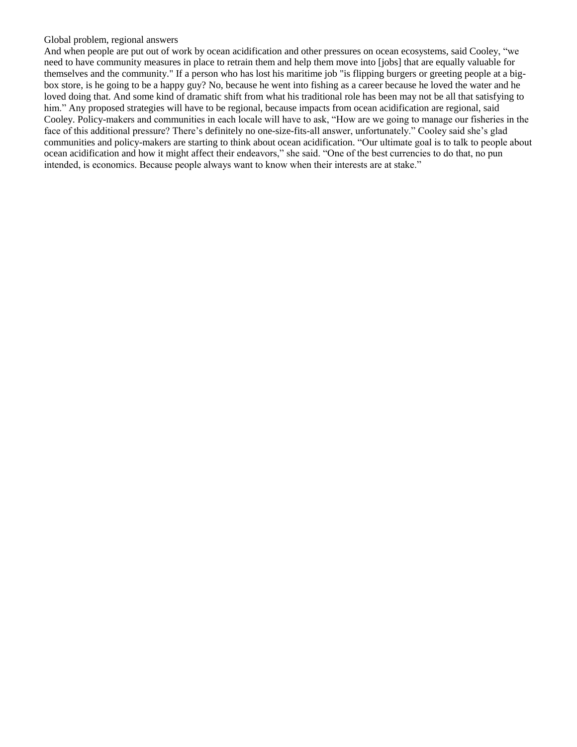Global problem, regional answers

And when people are put out of work by ocean acidification and other pressures on ocean ecosystems, said Cooley, “we need to have community measures in place to retrain them and help them move into [jobs] that are equally valuable for themselves and the community." If a person who has lost his maritime job "is flipping burgers or greeting people at a big-box store, is he going to be a happy guy? No, because he went into fishing as a career because he loved the water and he loved doing that. And some kind of dramatic shift from what his traditional role has been may not be all that satisfying to him.” Any proposed strategies will have to be regional, because impacts from ocean acidification are regional, said Cooley. Policy-makers and communities in each locale will have to ask, “How are we going to manage our fisheries in the face of this additional pressure? There’s definitely no one-size-fits-all answer, unfortunately.” Cooley said she’s glad communities and policy-makers are starting to think about ocean acidification. “Our ultimate goal is to talk to people about ocean acidification and how it might affect their endeavors,” she said. “One of the best currencies to do that, no pun intended, is economics. Because people always want to know when their interests are at stake.”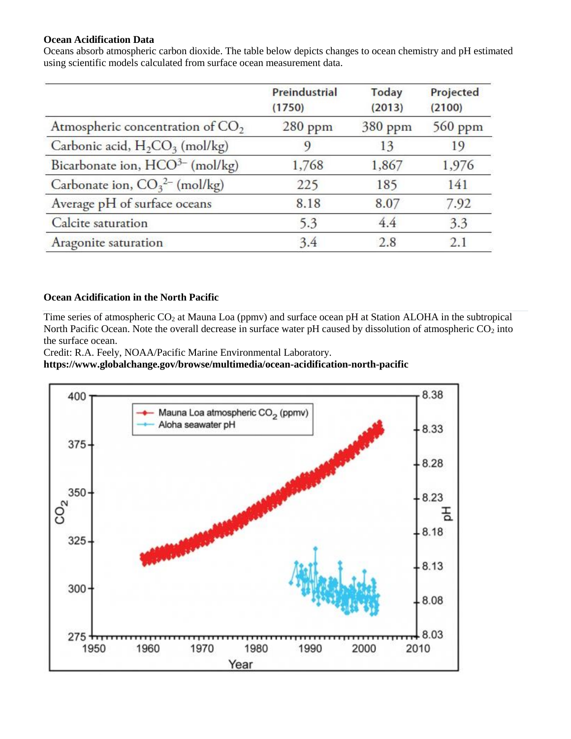**Ocean Acidification Data**

Oceans absorb atmospheric carbon dioxide. The table below depicts changes to ocean chemistry and pH estimated using scientific models calculated from surface ocean measurement data.

| | Preindustrial (1750) | Today (2013) | Projected (2100) |
|---|---|---|---|
| Atmospheric concentration of $CO_2$ | 280 ppm | 380 ppm | 560 ppm |
| Carbonic acid, $H_2CO_3$ (mol/kg) | 9 | 13 | 19 |
| Bicarbonate ion, $HCO^{3-}$ (mol/kg) | 1,768 | 1,867 | 1,976 |
| Carbonate ion, $CO_3^{2-}$ (mol/kg) | 225 | 185 | 141 |
| Average pH of surface oceans | 8.18 | 8.07 | 7.92 |
| Calcite saturation | 5.3 | 4.4 | 3.3 |
| Aragonite saturation | 3.4 | 2.8 | 2.1 |

**Ocean Acidification in the North Pacific**

Time series of atmospheric $CO_2$ at Mauna Loa (ppmv) and surface ocean pH at Station ALOHA in the subtropical North Pacific Ocean. Note the overall decrease in surface water pH caused by dissolution of atmospheric $CO_2$ into the surface ocean.

Credit: R.A. Feely, NOAA/Pacific Marine Environmental Laboratory.

**https://www.globalchange.gov/browse/multimedia/ocean-acidification-north-pacific**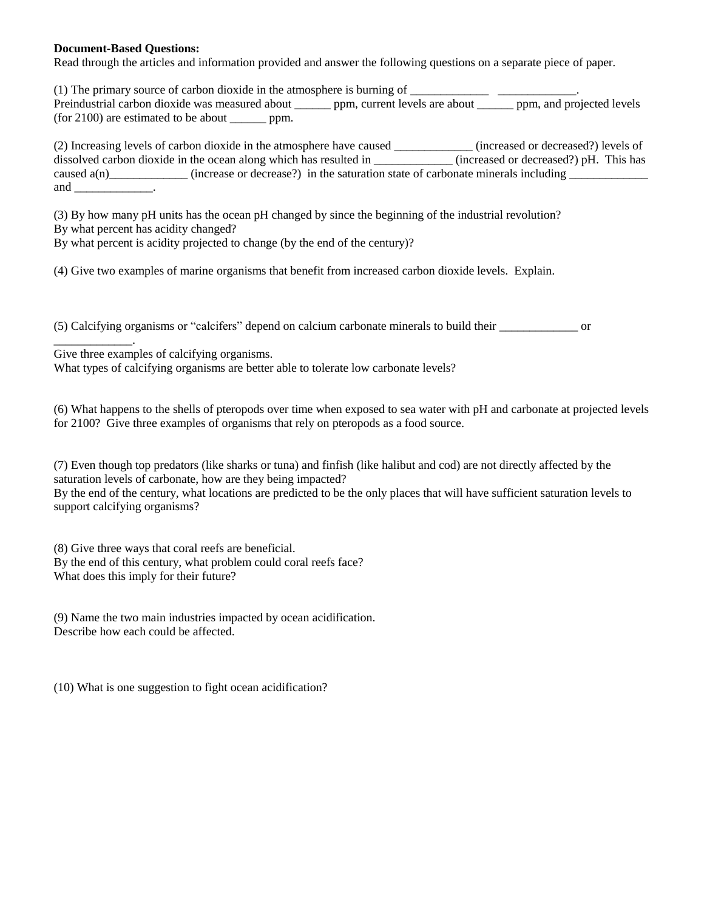**Document-Based Questions:**

Read through the articles and information provided and answer the following questions on a separate piece of paper.

(1) The primary source of carbon dioxide in the atmosphere is burning of _____________ _____________.
Preindustrial carbon dioxide was measured about ______ ppm, current levels are about ______ ppm, and projected levels (for 2100) are estimated to be about ______ ppm.

(2) Increasing levels of carbon dioxide in the atmosphere have caused _____________ (increased or decreased?) levels of dissolved carbon dioxide in the ocean along which has resulted in _____________ (increased or decreased?) pH. This has caused a(n)_____________ (increase or decrease?) in the saturation state of carbonate minerals including _____________ and _____________.

(3) By how many pH units has the ocean pH changed by since the beginning of the industrial revolution?
By what percent has acidity changed?
By what percent is acidity projected to change (by the end of the century)?

(4) Give two examples of marine organisms that benefit from increased carbon dioxide levels. Explain.

(5) Calcifying organisms or "calcifers" depend on calcium carbonate minerals to build their _____________ or _____________.
Give three examples of calcifying organisms.
What types of calcifying organisms are better able to tolerate low carbonate levels?

(6) What happens to the shells of pteropods over time when exposed to sea water with pH and carbonate at projected levels for 2100? Give three examples of organisms that rely on pteropods as a food source.

(7) Even though top predators (like sharks or tuna) and finfish (like halibut and cod) are not directly affected by the saturation levels of carbonate, how are they being impacted?
By the end of the century, what locations are predicted to be the only places that will have sufficient saturation levels to support calcifying organisms?

(8) Give three ways that coral reefs are beneficial.
By the end of this century, what problem could coral reefs face?
What does this imply for their future?

(9) Name the two main industries impacted by ocean acidification.
Describe how each could be affected.

(10) What is one suggestion to fight ocean acidification?